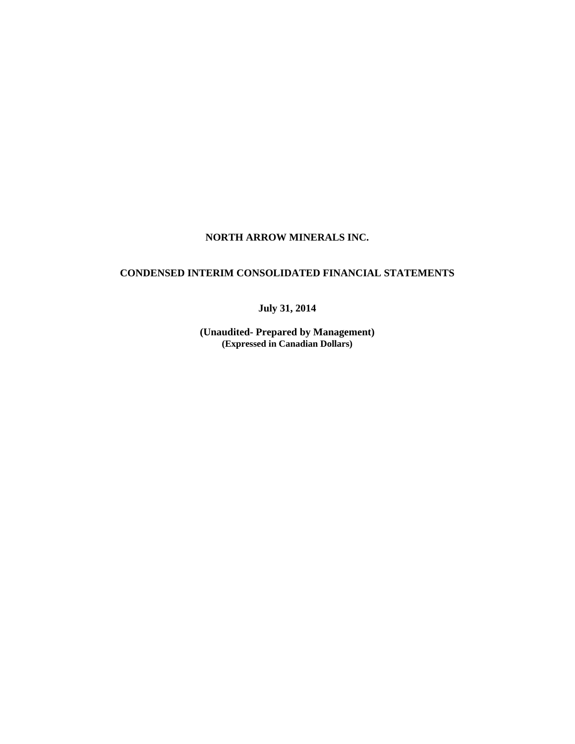# NORTH ARROW MINERALS INC.

## CONDENSED INTERIM CONSOLIDATED FINANCIAL STATEMENTS

**July 31, 2014**

**(Unaudited- Prepared by Management)**
**(Expressed in Canadian Dollars)**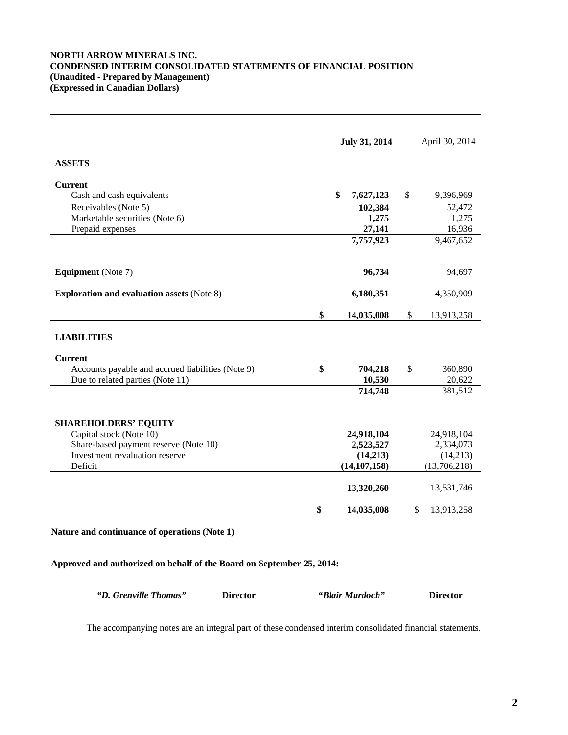**NORTH ARROW MINERALS INC.**
**CONDENSED INTERIM CONSOLIDATED STATEMENTS OF FINANCIAL POSITION**
**(Unaudited - Prepared by Management)**
**(Expressed in Canadian Dollars)**

| | July 31, 2014 | April 30, 2014 |
|---|---|---|
| **ASSETS** | | |
| **Current** | | |
| Cash and cash equivalents | $ 7,627,123 | $ 9,396,969 |
| Receivables (Note 5) | 102,384 | 52,472 |
| Marketable securities (Note 6) | 1,275 | 1,275 |
| Prepaid expenses | 27,141 | 16,936 |
| | 7,757,923 | 9,467,652 |
| **Equipment** (Note 7) | 96,734 | 94,697 |
| **Exploration and evaluation assets** (Note 8) | 6,180,351 | 4,350,909 |
| | $ 14,035,008 | $ 13,913,258 |
| **LIABILITIES** | | |
| **Current** | | |
| Accounts payable and accrued liabilities (Note 9) | $ 704,218 | $ 360,890 |
| Due to related parties (Note 11) | 10,530 | 20,622 |
| | 714,748 | 381,512 |
| **SHAREHOLDERS' EQUITY** | | |
| Capital stock (Note 10) | 24,918,104 | 24,918,104 |
| Share-based payment reserve (Note 10) | 2,523,527 | 2,334,073 |
| Investment revaluation reserve | (14,213) | (14,213) |
| Deficit | (14,107,158) | (13,706,218) |
| | 13,320,260 | 13,531,746 |
| | $ 14,035,008 | $ 13,913,258 |

**Nature and continuance of operations (Note 1)**

**Approved and authorized on behalf of the Board on September 25, 2014:**

*"D. Grenville Thomas"* **Director** *"Blair Murdoch"* **Director**

The accompanying notes are an integral part of these condensed interim consolidated financial statements.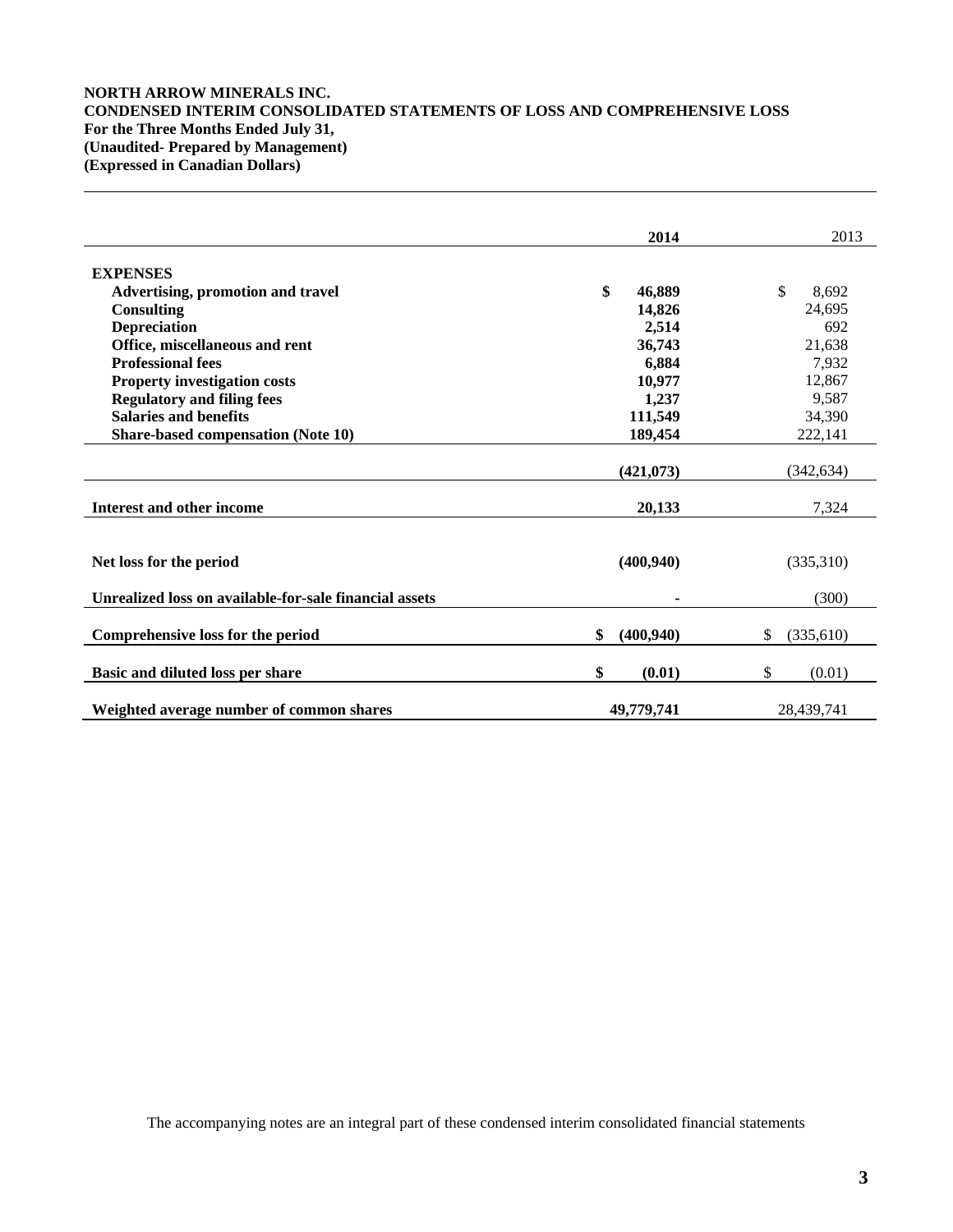**NORTH ARROW MINERALS INC.**
**CONDENSED INTERIM CONSOLIDATED STATEMENTS OF LOSS AND COMPREHENSIVE LOSS**
**For the Three Months Ended July 31,**
**(Unaudited- Prepared by Management)**
**(Expressed in Canadian Dollars)**

| | **2014** | 2013 |
|---|---|---|
| **EXPENSES** | | |
| **Advertising, promotion and travel** | **$ 46,889** | $ 8,692 |
| **Consulting** | **14,826** | 24,695 |
| **Depreciation** | **2,514** | 692 |
| **Office, miscellaneous and rent** | **36,743** | 21,638 |
| **Professional fees** | **6,884** | 7,932 |
| **Property investigation costs** | **10,977** | 12,867 |
| **Regulatory and filing fees** | **1,237** | 9,587 |
| **Salaries and benefits** | **111,549** | 34,390 |
| **Share-based compensation (Note 10)** | **189,454** | 222,141 |
| | **(421,073)** | (342,634) |
| **Interest and other income** | **20,133** | 7,324 |
| **Net loss for the period** | **(400,940)** | (335,310) |
| **Unrealized loss on available-for-sale financial assets** | **-** | (300) |
| **Comprehensive loss for the period** | **$ (400,940)** | $ (335,610) |
| **Basic and diluted loss per share** | **$ (0.01)** | $ (0.01) |
| **Weighted average number of common shares** | **49,779,741** | 28,439,741 |

The accompanying notes are an integral part of these condensed interim consolidated financial statements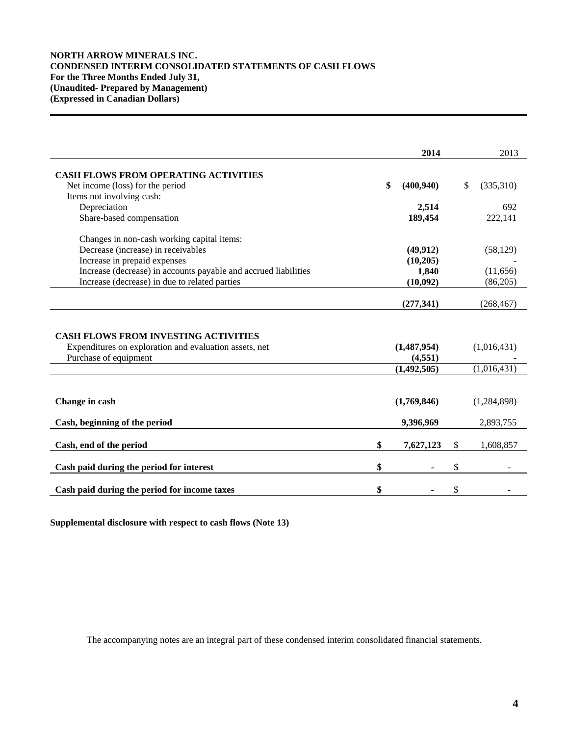**NORTH ARROW MINERALS INC.**
**CONDENSED INTERIM CONSOLIDATED STATEMENTS OF CASH FLOWS**
**For the Three Months Ended July 31,**
**(Unaudited- Prepared by Management)**
**(Expressed in Canadian Dollars)**

| | **2014** | 2013 |
|---|---|---|
| **CASH FLOWS FROM OPERATING ACTIVITIES** | | |
| Net income (loss) for the period | **$ (400,940)** | $ (335,310) |
| Items not involving cash: | | |
| Depreciation | **2,514** | 692 |
| Share-based compensation | **189,454** | 222,141 |
| Changes in non-cash working capital items: | | |
| Decrease (increase) in receivables | **(49,912)** | (58,129) |
| Increase in prepaid expenses | **(10,205)** | - |
| Increase (decrease) in accounts payable and accrued liabilities | **1,840** | (11,656) |
| Increase (decrease) in due to related parties | **(10,092)** | (86,205) |
| | **(277,341)** | (268,467) |
| **CASH FLOWS FROM INVESTING ACTIVITIES** | | |
| Expenditures on exploration and evaluation assets, net | **(1,487,954)** | (1,016,431) |
| Purchase of equipment | **(4,551)** | - |
| | **(1,492,505)** | (1,016,431) |
| **Change in cash** | **(1,769,846)** | (1,284,898) |
| **Cash, beginning of the period** | **9,396,969** | 2,893,755 |
| **Cash, end of the period** | **$ 7,627,123** | $ 1,608,857 |
| **Cash paid during the period for interest** | **$ -** | $ - |
| **Cash paid during the period for income taxes** | **$ -** | $ - |

**Supplemental disclosure with respect to cash flows (Note 13)**

The accompanying notes are an integral part of these condensed interim consolidated financial statements.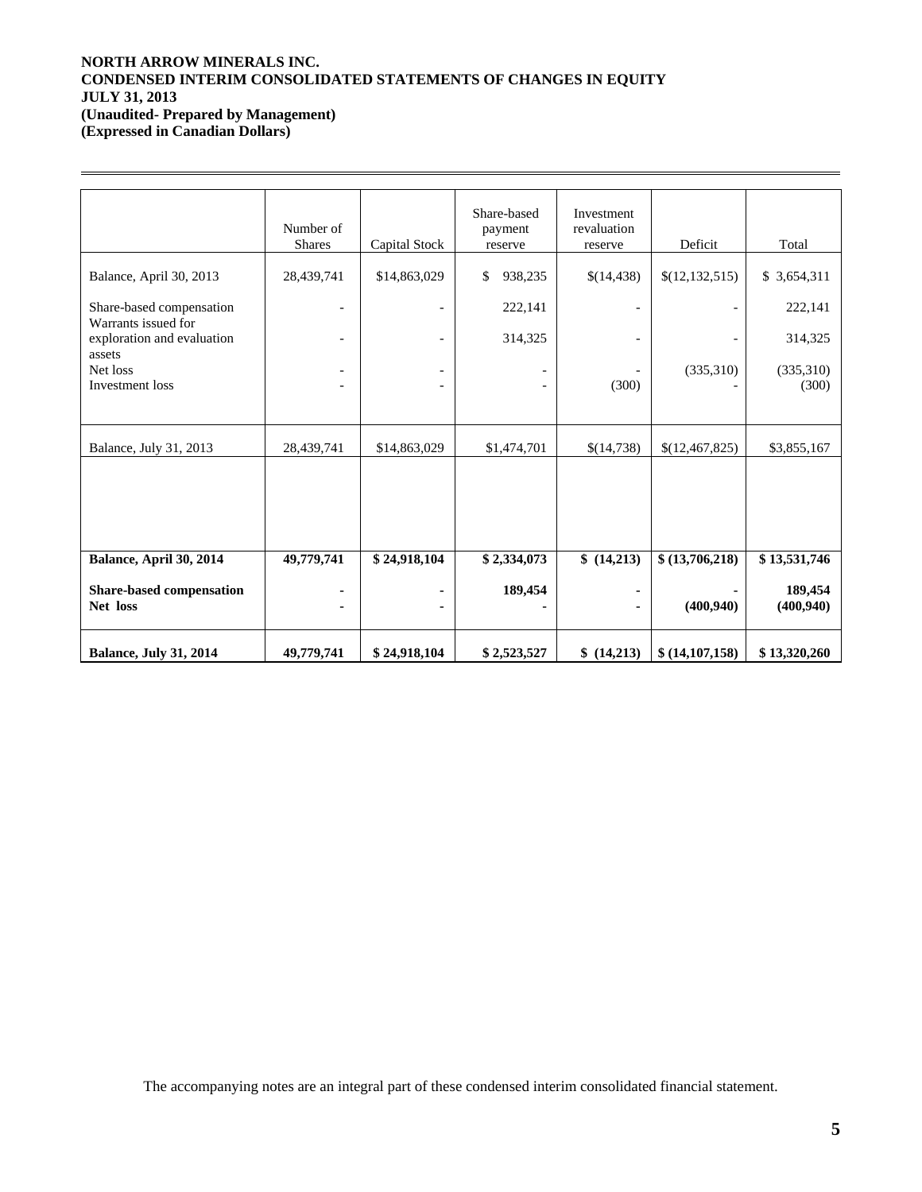**NORTH ARROW MINERALS INC.**
**CONDENSED INTERIM CONSOLIDATED STATEMENTS OF CHANGES IN EQUITY**
**JULY 31, 2013**
**(Unaudited- Prepared by Management)**
**(Expressed in Canadian Dollars)**

| | Number of Shares | Capital Stock | Share-based payment reserve | Investment revaluation reserve | Deficit | Total |
|---|---|---|---|---|---|---|
| Balance, April 30, 2013 | 28,439,741 | $14,863,029 | $ 938,235 | $(14,438) | $(12,132,515) | $ 3,654,311 |
| Share-based compensation | - | - | 222,141 | - | - | 222,141 |
| Warrants issued for exploration and evaluation assets | - | - | 314,325 | - | - | 314,325 |
| Net loss | - | - | - | - | (335,310) | (335,310) |
| Investment loss | - | - | - | (300) | - | (300) |
| Balance, July 31, 2013 | 28,439,741 | $14,863,029 | $1,474,701 | $(14,738) | $(12,467,825) | $3,855,167 |
| | | | | | | |
| **Balance, April 30, 2014** | **49,779,741** | **$ 24,918,104** | **$ 2,334,073** | **$ (14,213)** | **$ (13,706,218)** | **$ 13,531,746** |
| **Share-based compensation** | **-** | **-** | **189,454** | **-** | **-** | **189,454** |
| **Net loss** | **-** | **-** | **-** | **-** | **(400,940)** | **(400,940)** |
| **Balance, July 31, 2014** | **49,779,741** | **$ 24,918,104** | **$ 2,523,527** | **$ (14,213)** | **$ (14,107,158)** | **$ 13,320,260** |

The accompanying notes are an integral part of these condensed interim consolidated financial statement.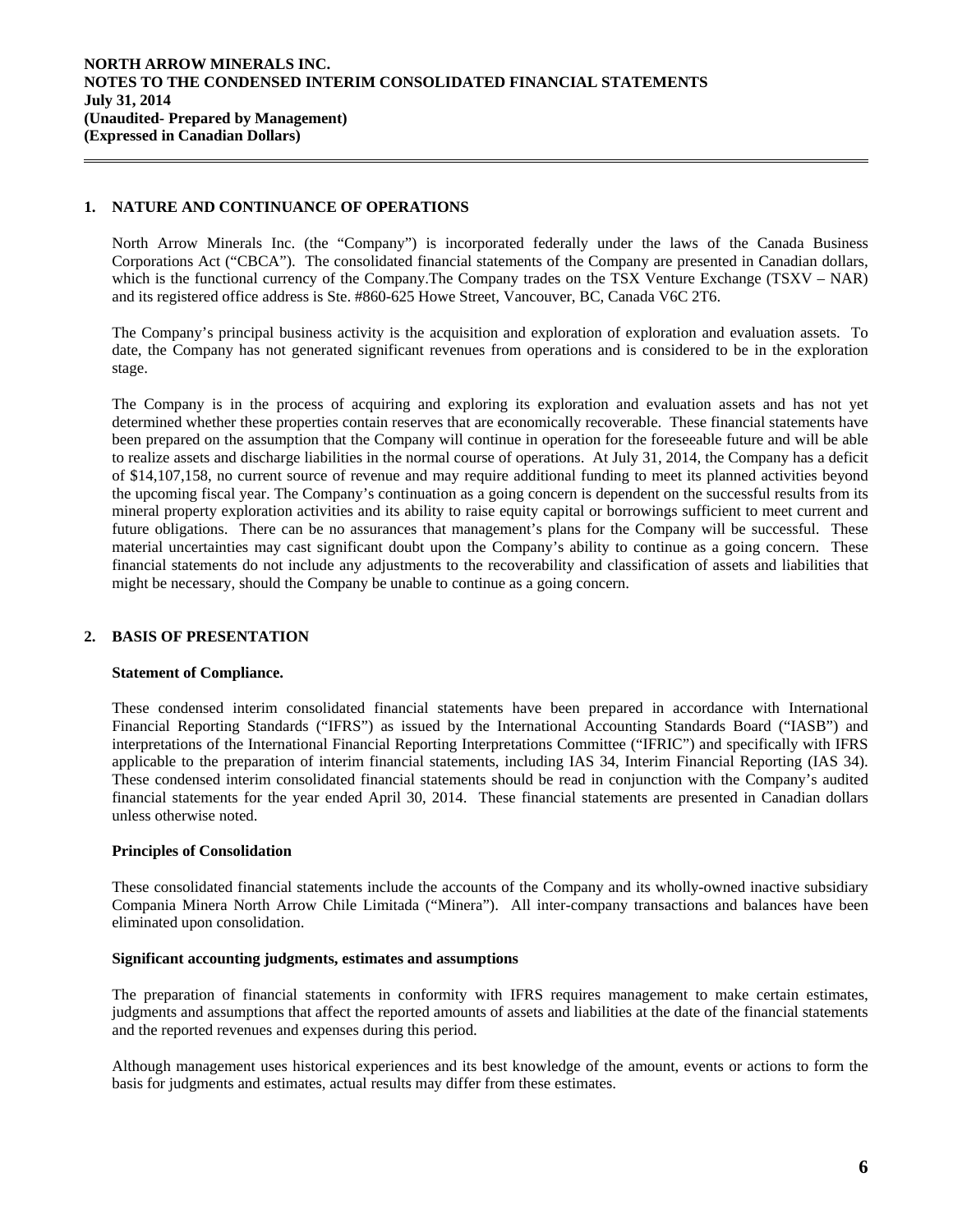## 1. NATURE AND CONTINUANCE OF OPERATIONS

North Arrow Minerals Inc. (the "Company") is incorporated federally under the laws of the Canada Business Corporations Act ("CBCA"). The consolidated financial statements of the Company are presented in Canadian dollars, which is the functional currency of the Company.The Company trades on the TSX Venture Exchange (TSXV – NAR) and its registered office address is Ste. #860-625 Howe Street, Vancouver, BC, Canada V6C 2T6.

The Company's principal business activity is the acquisition and exploration of exploration and evaluation assets. To date, the Company has not generated significant revenues from operations and is considered to be in the exploration stage.

The Company is in the process of acquiring and exploring its exploration and evaluation assets and has not yet determined whether these properties contain reserves that are economically recoverable. These financial statements have been prepared on the assumption that the Company will continue in operation for the foreseeable future and will be able to realize assets and discharge liabilities in the normal course of operations. At July 31, 2014, the Company has a deficit of $14,107,158, no current source of revenue and may require additional funding to meet its planned activities beyond the upcoming fiscal year. The Company's continuation as a going concern is dependent on the successful results from its mineral property exploration activities and its ability to raise equity capital or borrowings sufficient to meet current and future obligations. There can be no assurances that management's plans for the Company will be successful. These material uncertainties may cast significant doubt upon the Company's ability to continue as a going concern. These financial statements do not include any adjustments to the recoverability and classification of assets and liabilities that might be necessary, should the Company be unable to continue as a going concern.

## 2. BASIS OF PRESENTATION

### Statement of Compliance.

These condensed interim consolidated financial statements have been prepared in accordance with International Financial Reporting Standards ("IFRS") as issued by the International Accounting Standards Board ("IASB") and interpretations of the International Financial Reporting Interpretations Committee ("IFRIC") and specifically with IFRS applicable to the preparation of interim financial statements, including IAS 34, Interim Financial Reporting (IAS 34). These condensed interim consolidated financial statements should be read in conjunction with the Company's audited financial statements for the year ended April 30, 2014. These financial statements are presented in Canadian dollars unless otherwise noted.

### Principles of Consolidation

These consolidated financial statements include the accounts of the Company and its wholly-owned inactive subsidiary Compania Minera North Arrow Chile Limitada ("Minera"). All inter-company transactions and balances have been eliminated upon consolidation.

### Significant accounting judgments, estimates and assumptions

The preparation of financial statements in conformity with IFRS requires management to make certain estimates, judgments and assumptions that affect the reported amounts of assets and liabilities at the date of the financial statements and the reported revenues and expenses during this period.

Although management uses historical experiences and its best knowledge of the amount, events or actions to form the basis for judgments and estimates, actual results may differ from these estimates.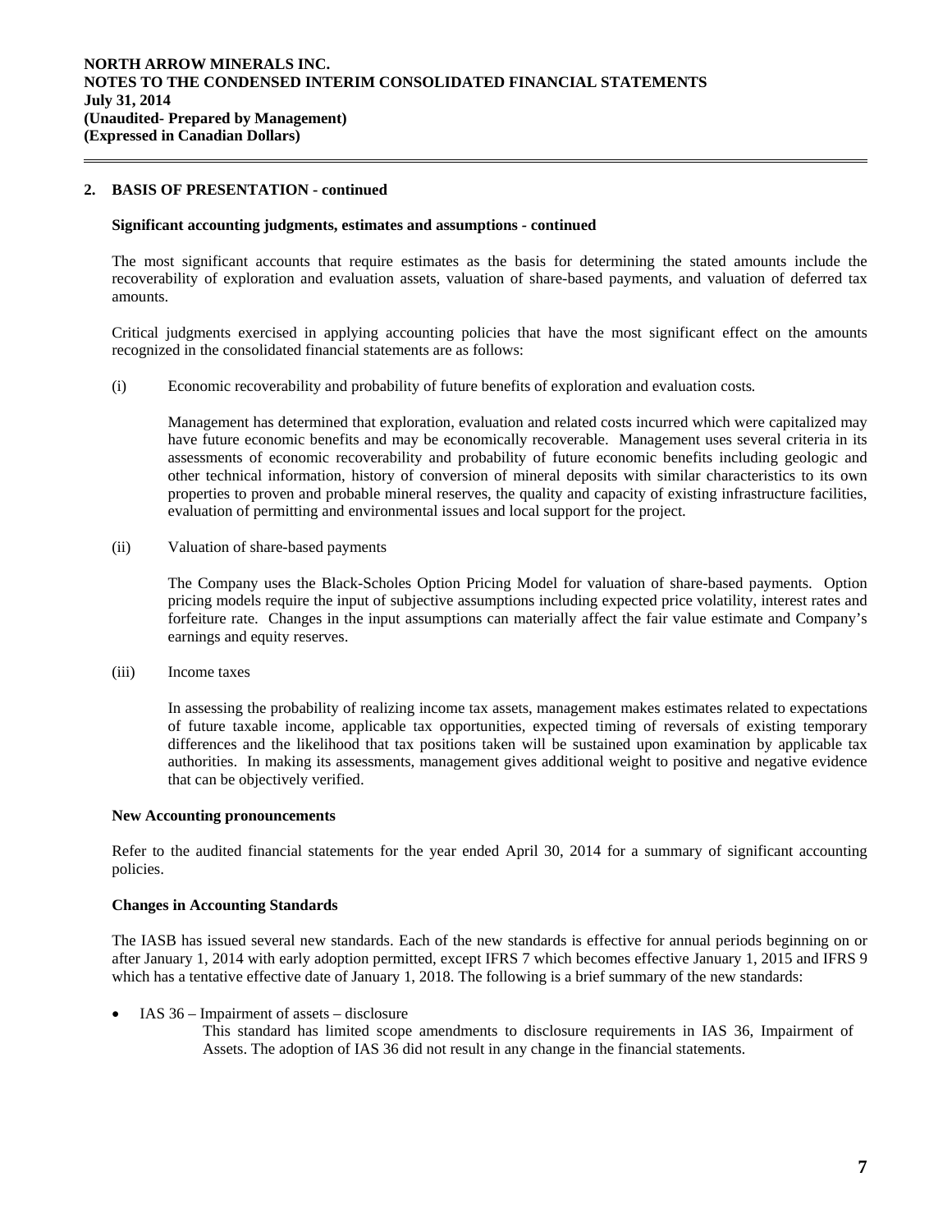## 2. BASIS OF PRESENTATION - continued

### Significant accounting judgments, estimates and assumptions - continued

The most significant accounts that require estimates as the basis for determining the stated amounts include the recoverability of exploration and evaluation assets, valuation of share-based payments, and valuation of deferred tax amounts.

Critical judgments exercised in applying accounting policies that have the most significant effect on the amounts recognized in the consolidated financial statements are as follows:

(i) Economic recoverability and probability of future benefits of exploration and evaluation costs*.*

Management has determined that exploration, evaluation and related costs incurred which were capitalized may have future economic benefits and may be economically recoverable. Management uses several criteria in its assessments of economic recoverability and probability of future economic benefits including geologic and other technical information, history of conversion of mineral deposits with similar characteristics to its own properties to proven and probable mineral reserves, the quality and capacity of existing infrastructure facilities, evaluation of permitting and environmental issues and local support for the project.

(ii) Valuation of share-based payments

The Company uses the Black-Scholes Option Pricing Model for valuation of share-based payments. Option pricing models require the input of subjective assumptions including expected price volatility, interest rates and forfeiture rate. Changes in the input assumptions can materially affect the fair value estimate and Company's earnings and equity reserves.

(iii) Income taxes

In assessing the probability of realizing income tax assets, management makes estimates related to expectations of future taxable income, applicable tax opportunities, expected timing of reversals of existing temporary differences and the likelihood that tax positions taken will be sustained upon examination by applicable tax authorities. In making its assessments, management gives additional weight to positive and negative evidence that can be objectively verified.

### New Accounting pronouncements

Refer to the audited financial statements for the year ended April 30, 2014 for a summary of significant accounting policies.

### Changes in Accounting Standards

The IASB has issued several new standards. Each of the new standards is effective for annual periods beginning on or after January 1, 2014 with early adoption permitted, except IFRS 7 which becomes effective January 1, 2015 and IFRS 9 which has a tentative effective date of January 1, 2018. The following is a brief summary of the new standards:

- IAS 36 – Impairment of assets – disclosure

  This standard has limited scope amendments to disclosure requirements in IAS 36, Impairment of Assets. The adoption of IAS 36 did not result in any change in the financial statements.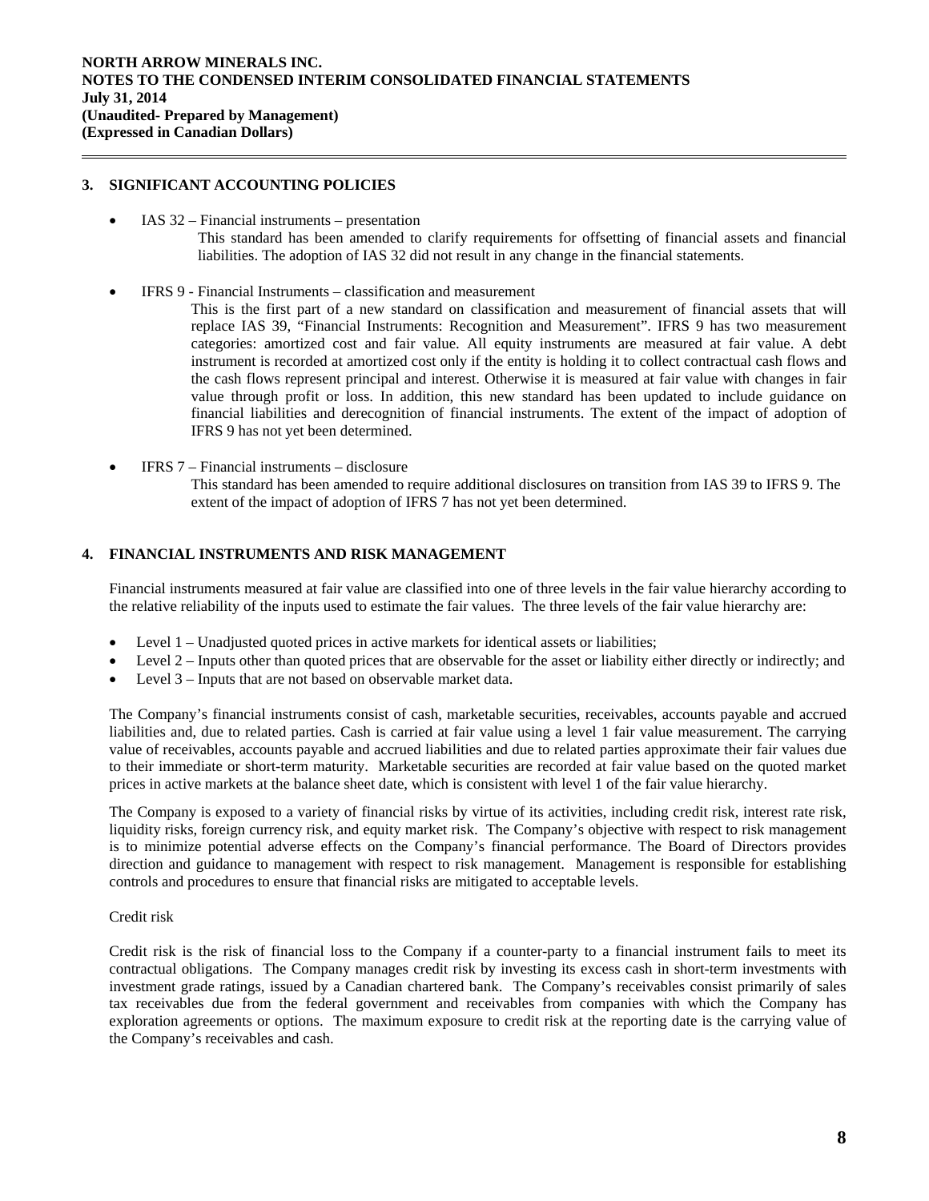## 3. SIGNIFICANT ACCOUNTING POLICIES

- IAS 32 – Financial instruments – presentation
  This standard has been amended to clarify requirements for offsetting of financial assets and financial liabilities. The adoption of IAS 32 did not result in any change in the financial statements.

- IFRS 9 - Financial Instruments – classification and measurement
  This is the first part of a new standard on classification and measurement of financial assets that will replace IAS 39, "Financial Instruments: Recognition and Measurement". IFRS 9 has two measurement categories: amortized cost and fair value. All equity instruments are measured at fair value. A debt instrument is recorded at amortized cost only if the entity is holding it to collect contractual cash flows and the cash flows represent principal and interest. Otherwise it is measured at fair value with changes in fair value through profit or loss. In addition, this new standard has been updated to include guidance on financial liabilities and derecognition of financial instruments. The extent of the impact of adoption of IFRS 9 has not yet been determined.

- IFRS 7 – Financial instruments – disclosure
  This standard has been amended to require additional disclosures on transition from IAS 39 to IFRS 9. The extent of the impact of adoption of IFRS 7 has not yet been determined.

## 4. FINANCIAL INSTRUMENTS AND RISK MANAGEMENT

Financial instruments measured at fair value are classified into one of three levels in the fair value hierarchy according to the relative reliability of the inputs used to estimate the fair values. The three levels of the fair value hierarchy are:

- Level 1 – Unadjusted quoted prices in active markets for identical assets or liabilities;
- Level 2 – Inputs other than quoted prices that are observable for the asset or liability either directly or indirectly; and
- Level 3 – Inputs that are not based on observable market data.

The Company's financial instruments consist of cash, marketable securities, receivables, accounts payable and accrued liabilities and, due to related parties. Cash is carried at fair value using a level 1 fair value measurement. The carrying value of receivables, accounts payable and accrued liabilities and due to related parties approximate their fair values due to their immediate or short-term maturity. Marketable securities are recorded at fair value based on the quoted market prices in active markets at the balance sheet date, which is consistent with level 1 of the fair value hierarchy.

The Company is exposed to a variety of financial risks by virtue of its activities, including credit risk, interest rate risk, liquidity risks, foreign currency risk, and equity market risk. The Company's objective with respect to risk management is to minimize potential adverse effects on the Company's financial performance. The Board of Directors provides direction and guidance to management with respect to risk management. Management is responsible for establishing controls and procedures to ensure that financial risks are mitigated to acceptable levels.

Credit risk

Credit risk is the risk of financial loss to the Company if a counter-party to a financial instrument fails to meet its contractual obligations. The Company manages credit risk by investing its excess cash in short-term investments with investment grade ratings, issued by a Canadian chartered bank. The Company's receivables consist primarily of sales tax receivables due from the federal government and receivables from companies with which the Company has exploration agreements or options. The maximum exposure to credit risk at the reporting date is the carrying value of the Company's receivables and cash.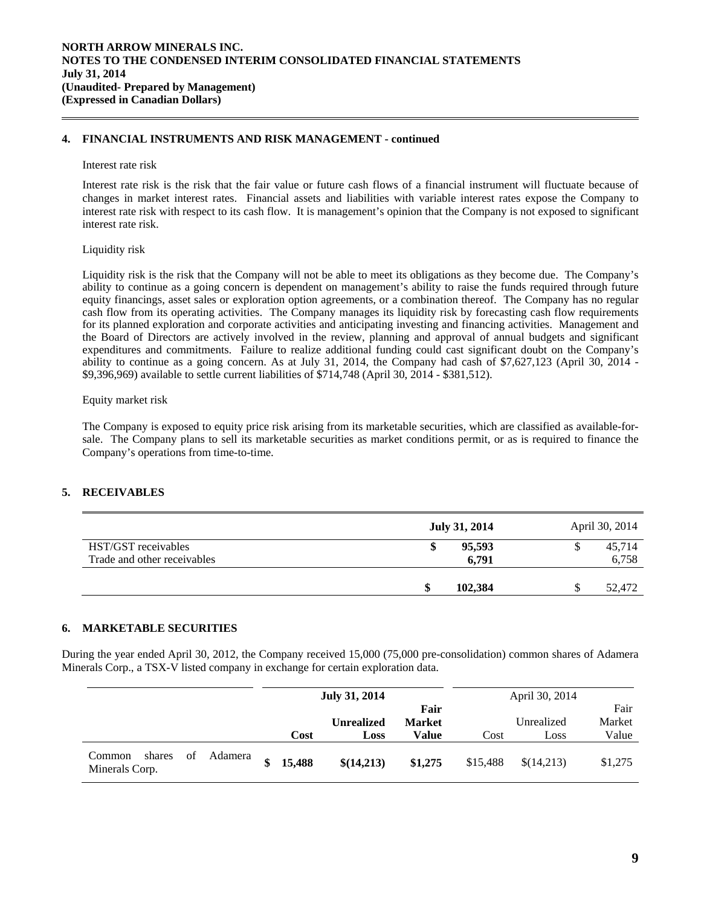## 4. FINANCIAL INSTRUMENTS AND RISK MANAGEMENT - continued

Interest rate risk

Interest rate risk is the risk that the fair value or future cash flows of a financial instrument will fluctuate because of changes in market interest rates. Financial assets and liabilities with variable interest rates expose the Company to interest rate risk with respect to its cash flow. It is management's opinion that the Company is not exposed to significant interest rate risk.

Liquidity risk

Liquidity risk is the risk that the Company will not be able to meet its obligations as they become due. The Company's ability to continue as a going concern is dependent on management's ability to raise the funds required through future equity financings, asset sales or exploration option agreements, or a combination thereof. The Company has no regular cash flow from its operating activities. The Company manages its liquidity risk by forecasting cash flow requirements for its planned exploration and corporate activities and anticipating investing and financing activities. Management and the Board of Directors are actively involved in the review, planning and approval of annual budgets and significant expenditures and commitments. Failure to realize additional funding could cast significant doubt on the Company's ability to continue as a going concern. As at July 31, 2014, the Company had cash of $7,627,123 (April 30, 2014 - $9,396,969) available to settle current liabilities of $714,748 (April 30, 2014 - $381,512).

Equity market risk

The Company is exposed to equity price risk arising from its marketable securities, which are classified as available-for-sale. The Company plans to sell its marketable securities as market conditions permit, or as is required to finance the Company's operations from time-to-time.

## 5. RECEIVABLES

| | **July 31, 2014** | April 30, 2014 |
|---|---|---|
| HST/GST receivables | **$ 95,593** | $ 45,714 |
| Trade and other receivables | **6,791** | 6,758 |
| | **$ 102,384** | $ 52,472 |

## 6. MARKETABLE SECURITIES

During the year ended April 30, 2012, the Company received 15,000 (75,000 pre-consolidation) common shares of Adamera Minerals Corp., a TSX-V listed company in exchange for certain exploration data.

| | **July 31, 2014** | | | April 30, 2014 | | |
|---|---|---|---|---|---|---|
| | **Cost** | **Unrealized Loss** | **Fair Market Value** | Cost | Unrealized Loss | Fair Market Value |
| Common shares of Adamera Minerals Corp. | **$ 15,488** | **$(14,213)** | **$1,275** | $15,488 | $(14,213) | $1,275 |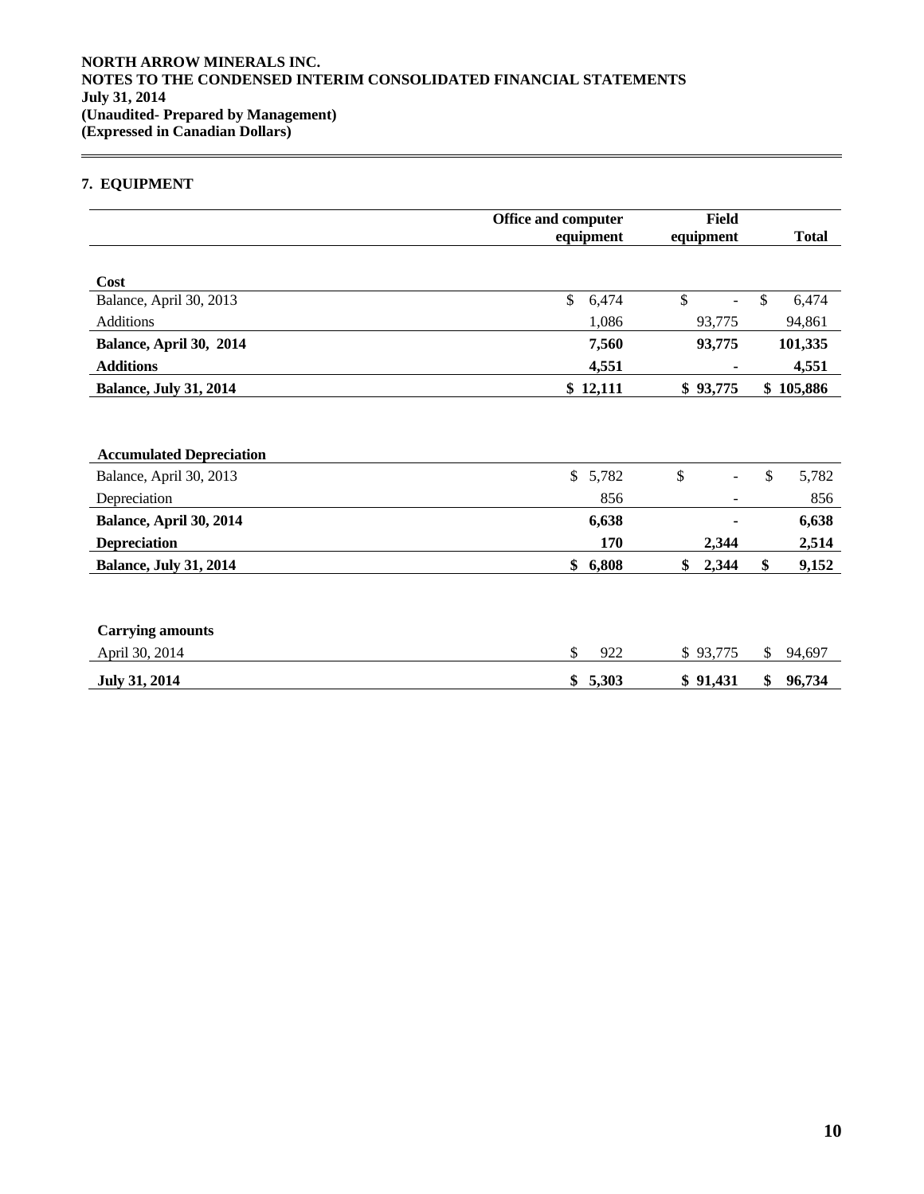## 7. EQUIPMENT

| | Office and computer equipment | Field equipment | Total |
|---|---|---|---|
| **Cost** | | | |
| Balance, April 30, 2013 | $ 6,474 | $ - | $ 6,474 |
| Additions | 1,086 | 93,775 | 94,861 |
| **Balance, April 30, 2014** | **7,560** | **93,775** | **101,335** |
| **Additions** | **4,551** | **-** | **4,551** |
| **Balance, July 31, 2014** | **$ 12,111** | **$ 93,775** | **$ 105,886** |
| | | | |
| **Accumulated Depreciation** | | | |
| Balance, April 30, 2013 | $ 5,782 | $ - | $ 5,782 |
| Depreciation | 856 | - | 856 |
| **Balance, April 30, 2014** | **6,638** | **-** | **6,638** |
| **Depreciation** | **170** | **2,344** | **2,514** |
| **Balance, July 31, 2014** | **$ 6,808** | **$ 2,344** | **$ 9,152** |
| | | | |
| **Carrying amounts** | | | |
| April 30, 2014 | $ 922 | $ 93,775 | $ 94,697 |
| **July 31, 2014** | **$ 5,303** | **$ 91,431** | **$ 96,734** |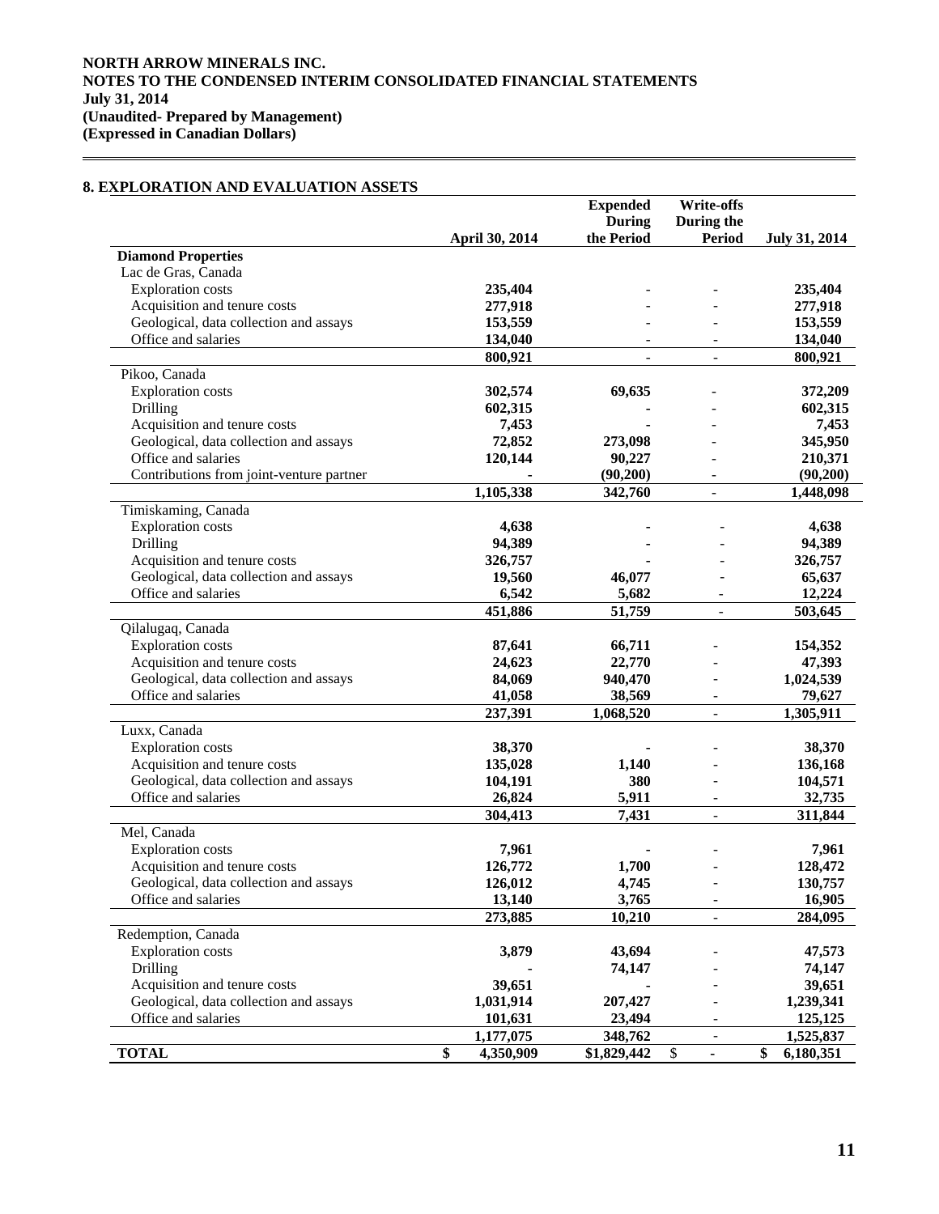NORTH ARROW MINERALS INC.
NOTES TO THE CONDENSED INTERIM CONSOLIDATED FINANCIAL STATEMENTS
July 31, 2014
(Unaudited- Prepared by Management)
(Expressed in Canadian Dollars)

## 8. EXPLORATION AND EVALUATION ASSETS

| | April 30, 2014 | Expended During the Period | Write-offs During the Period | July 31, 2014 |
|---|---|---|---|---|
| **Diamond Properties** | | | | |
| Lac de Gras, Canada | | | | |
| Exploration costs | 235,404 | - | - | 235,404 |
| Acquisition and tenure costs | 277,918 | - | - | 277,918 |
| Geological, data collection and assays | 153,559 | - | - | 153,559 |
| Office and salaries | 134,040 | - | - | 134,040 |
| | 800,921 | - | - | 800,921 |
| Pikoo, Canada | | | | |
| Exploration costs | 302,574 | 69,635 | - | 372,209 |
| Drilling | 602,315 | - | - | 602,315 |
| Acquisition and tenure costs | 7,453 | - | - | 7,453 |
| Geological, data collection and assays | 72,852 | 273,098 | - | 345,950 |
| Office and salaries | 120,144 | 90,227 | - | 210,371 |
| Contributions from joint-venture partner | - | (90,200) | - | (90,200) |
| | 1,105,338 | 342,760 | - | 1,448,098 |
| Timiskaming, Canada | | | | |
| Exploration costs | 4,638 | - | - | 4,638 |
| Drilling | 94,389 | - | - | 94,389 |
| Acquisition and tenure costs | 326,757 | - | - | 326,757 |
| Geological, data collection and assays | 19,560 | 46,077 | - | 65,637 |
| Office and salaries | 6,542 | 5,682 | - | 12,224 |
| | 451,886 | 51,759 | - | 503,645 |
| Qilalugaq, Canada | | | | |
| Exploration costs | 87,641 | 66,711 | - | 154,352 |
| Acquisition and tenure costs | 24,623 | 22,770 | - | 47,393 |
| Geological, data collection and assays | 84,069 | 940,470 | - | 1,024,539 |
| Office and salaries | 41,058 | 38,569 | - | 79,627 |
| | 237,391 | 1,068,520 | - | 1,305,911 |
| Luxx, Canada | | | | |
| Exploration costs | 38,370 | - | - | 38,370 |
| Acquisition and tenure costs | 135,028 | 1,140 | - | 136,168 |
| Geological, data collection and assays | 104,191 | 380 | - | 104,571 |
| Office and salaries | 26,824 | 5,911 | - | 32,735 |
| | 304,413 | 7,431 | - | 311,844 |
| Mel, Canada | | | | |
| Exploration costs | 7,961 | - | - | 7,961 |
| Acquisition and tenure costs | 126,772 | 1,700 | - | 128,472 |
| Geological, data collection and assays | 126,012 | 4,745 | - | 130,757 |
| Office and salaries | 13,140 | 3,765 | - | 16,905 |
| | 273,885 | 10,210 | - | 284,095 |
| Redemption, Canada | | | | |
| Exploration costs | 3,879 | 43,694 | - | 47,573 |
| Drilling | - | 74,147 | - | 74,147 |
| Acquisition and tenure costs | 39,651 | - | - | 39,651 |
| Geological, data collection and assays | 1,031,914 | 207,427 | - | 1,239,341 |
| Office and salaries | 101,631 | 23,494 | - | 125,125 |
| | 1,177,075 | 348,762 | - | 1,525,837 |
| **TOTAL** | $ 4,350,909 | $1,829,442 | $ - | $ 6,180,351 |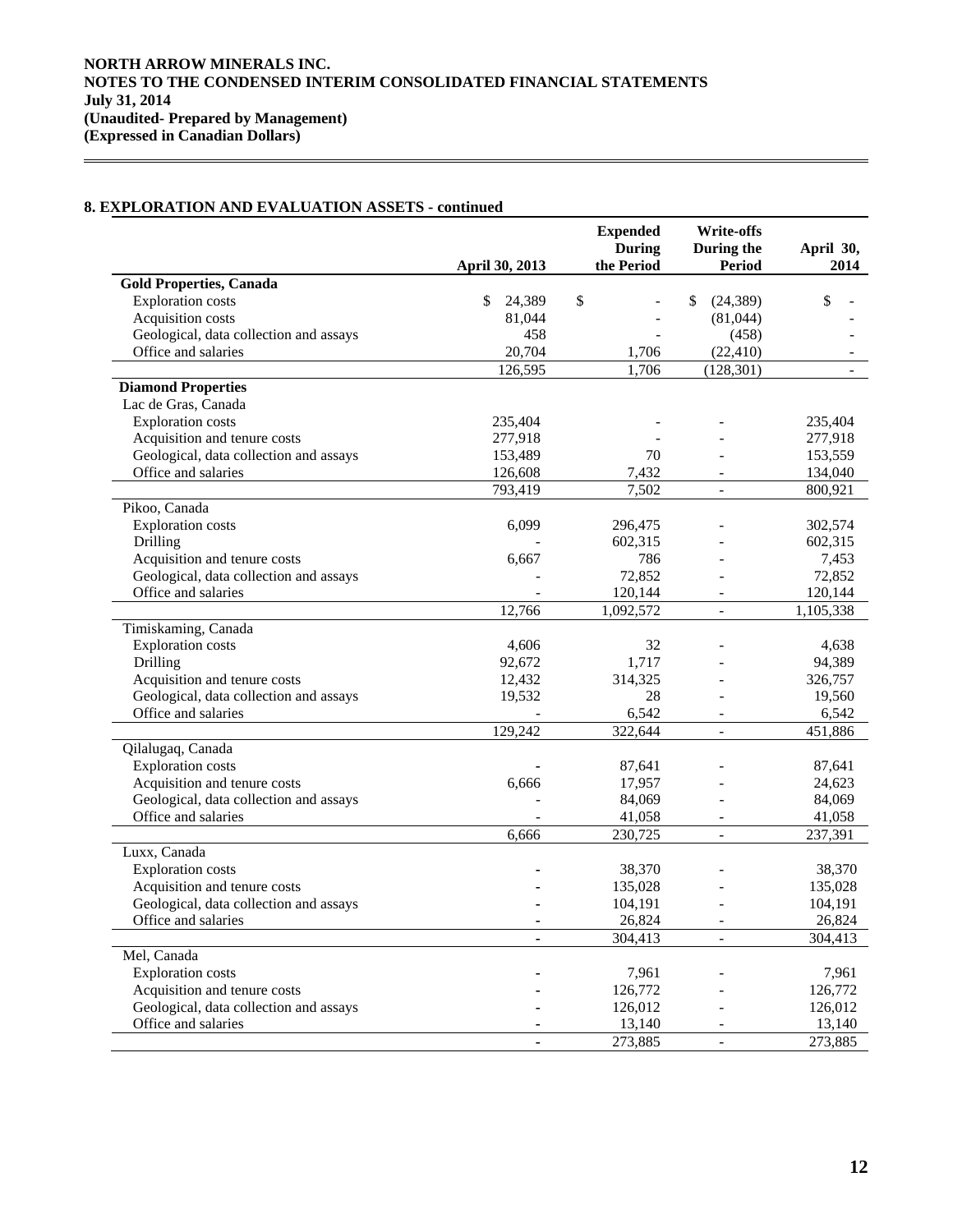## 8. EXPLORATION AND EVALUATION ASSETS - continued

| | April 30, 2013 | Expended During the Period | Write-offs During the Period | April 30, 2014 |
|---|---|---|---|---|
| **Gold Properties, Canada** | | | | |
| Exploration costs | $ 24,389 | $ - | $ (24,389) | $ - |
| Acquisition costs | 81,044 | - | (81,044) | - |
| Geological, data collection and assays | 458 | - | (458) | - |
| Office and salaries | 20,704 | 1,706 | (22,410) | - |
| | 126,595 | 1,706 | (128,301) | - |
| **Diamond Properties** | | | | |
| Lac de Gras, Canada | | | | |
| Exploration costs | 235,404 | - | - | 235,404 |
| Acquisition and tenure costs | 277,918 | - | - | 277,918 |
| Geological, data collection and assays | 153,489 | 70 | - | 153,559 |
| Office and salaries | 126,608 | 7,432 | - | 134,040 |
| | 793,419 | 7,502 | - | 800,921 |
| Pikoo, Canada | | | | |
| Exploration costs | 6,099 | 296,475 | - | 302,574 |
| Drilling | - | 602,315 | - | 602,315 |
| Acquisition and tenure costs | 6,667 | 786 | - | 7,453 |
| Geological, data collection and assays | - | 72,852 | - | 72,852 |
| Office and salaries | - | 120,144 | - | 120,144 |
| | 12,766 | 1,092,572 | - | 1,105,338 |
| Timiskaming, Canada | | | | |
| Exploration costs | 4,606 | 32 | - | 4,638 |
| Drilling | 92,672 | 1,717 | - | 94,389 |
| Acquisition and tenure costs | 12,432 | 314,325 | - | 326,757 |
| Geological, data collection and assays | 19,532 | 28 | - | 19,560 |
| Office and salaries | - | 6,542 | - | 6,542 |
| | 129,242 | 322,644 | - | 451,886 |
| Qilalugaq, Canada | | | | |
| Exploration costs | - | 87,641 | - | 87,641 |
| Acquisition and tenure costs | 6,666 | 17,957 | - | 24,623 |
| Geological, data collection and assays | - | 84,069 | - | 84,069 |
| Office and salaries | - | 41,058 | - | 41,058 |
| | 6,666 | 230,725 | - | 237,391 |
| Luxx, Canada | | | | |
| Exploration costs | - | 38,370 | - | 38,370 |
| Acquisition and tenure costs | - | 135,028 | - | 135,028 |
| Geological, data collection and assays | - | 104,191 | - | 104,191 |
| Office and salaries | - | 26,824 | - | 26,824 |
| | - | 304,413 | - | 304,413 |
| Mel, Canada | | | | |
| Exploration costs | - | 7,961 | - | 7,961 |
| Acquisition and tenure costs | - | 126,772 | - | 126,772 |
| Geological, data collection and assays | - | 126,012 | - | 126,012 |
| Office and salaries | - | 13,140 | - | 13,140 |
| | - | 273,885 | - | 273,885 |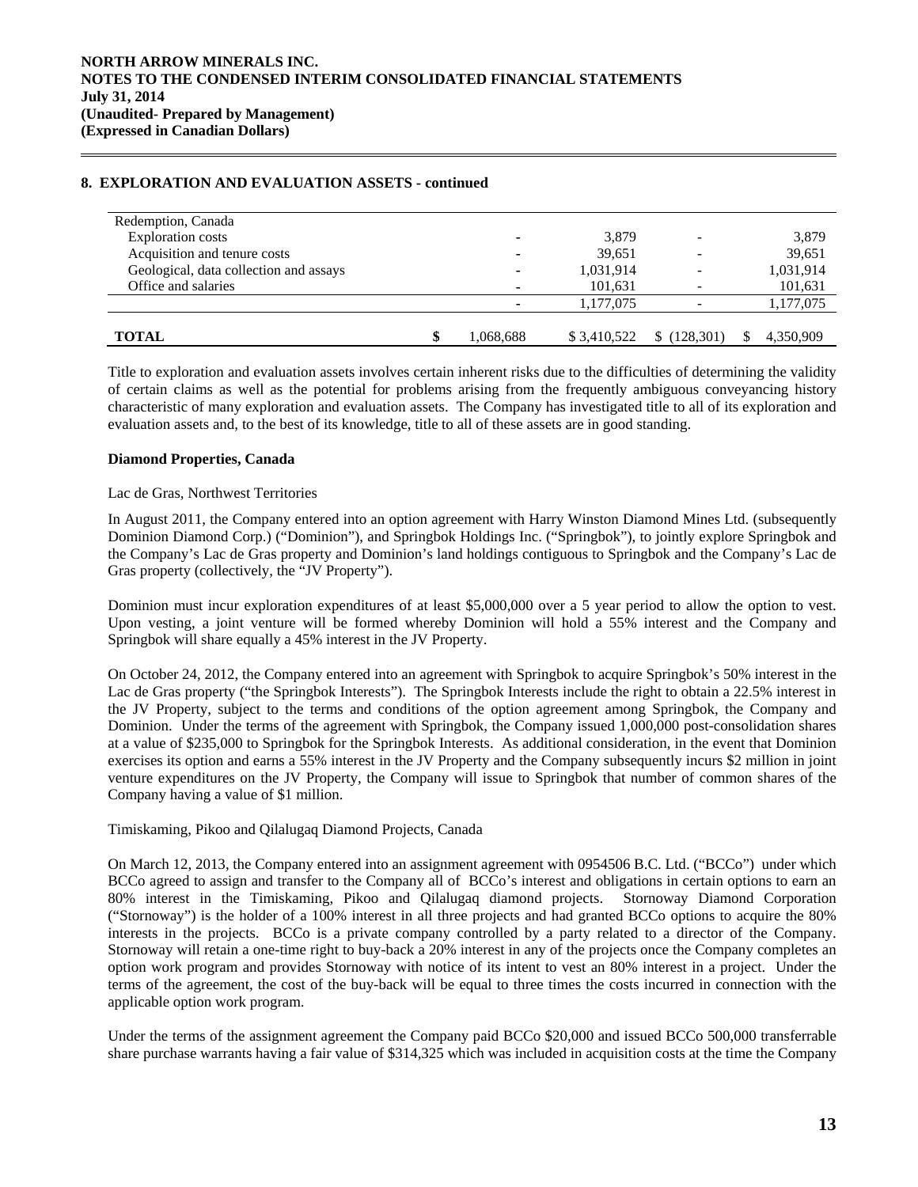## 8. EXPLORATION AND EVALUATION ASSETS - continued

| | | | | |
|---|---|---|---|---|
| Redemption, Canada | | | | |
| Exploration costs | - | 3,879 | - | 3,879 |
| Acquisition and tenure costs | - | 39,651 | - | 39,651 |
| Geological, data collection and assays | - | 1,031,914 | - | 1,031,914 |
| Office and salaries | - | 101,631 | - | 101,631 |
| | - | 1,177,075 | - | 1,177,075 |
| **TOTAL** | $ 1,068,688 | $ 3,410,522 | $ (128,301) | $ 4,350,909 |

Title to exploration and evaluation assets involves certain inherent risks due to the difficulties of determining the validity of certain claims as well as the potential for problems arising from the frequently ambiguous conveyancing history characteristic of many exploration and evaluation assets. The Company has investigated title to all of its exploration and evaluation assets and, to the best of its knowledge, title to all of these assets are in good standing.

**Diamond Properties, Canada**

Lac de Gras, Northwest Territories

In August 2011, the Company entered into an option agreement with Harry Winston Diamond Mines Ltd. (subsequently Dominion Diamond Corp.) ("Dominion"), and Springbok Holdings Inc. ("Springbok"), to jointly explore Springbok and the Company's Lac de Gras property and Dominion's land holdings contiguous to Springbok and the Company's Lac de Gras property (collectively, the "JV Property").

Dominion must incur exploration expenditures of at least $5,000,000 over a 5 year period to allow the option to vest. Upon vesting, a joint venture will be formed whereby Dominion will hold a 55% interest and the Company and Springbok will share equally a 45% interest in the JV Property.

On October 24, 2012, the Company entered into an agreement with Springbok to acquire Springbok's 50% interest in the Lac de Gras property ("the Springbok Interests"). The Springbok Interests include the right to obtain a 22.5% interest in the JV Property, subject to the terms and conditions of the option agreement among Springbok, the Company and Dominion. Under the terms of the agreement with Springbok, the Company issued 1,000,000 post-consolidation shares at a value of $235,000 to Springbok for the Springbok Interests. As additional consideration, in the event that Dominion exercises its option and earns a 55% interest in the JV Property and the Company subsequently incurs $2 million in joint venture expenditures on the JV Property, the Company will issue to Springbok that number of common shares of the Company having a value of $1 million.

Timiskaming, Pikoo and Qilalugaq Diamond Projects, Canada

On March 12, 2013, the Company entered into an assignment agreement with 0954506 B.C. Ltd. ("BCCo") under which BCCo agreed to assign and transfer to the Company all of BCCo's interest and obligations in certain options to earn an 80% interest in the Timiskaming, Pikoo and Qilalugaq diamond projects. Stornoway Diamond Corporation ("Stornoway") is the holder of a 100% interest in all three projects and had granted BCCo options to acquire the 80% interests in the projects. BCCo is a private company controlled by a party related to a director of the Company. Stornoway will retain a one-time right to buy-back a 20% interest in any of the projects once the Company completes an option work program and provides Stornoway with notice of its intent to vest an 80% interest in a project. Under the terms of the agreement, the cost of the buy-back will be equal to three times the costs incurred in connection with the applicable option work program.

Under the terms of the assignment agreement the Company paid BCCo $20,000 and issued BCCo 500,000 transferrable share purchase warrants having a fair value of $314,325 which was included in acquisition costs at the time the Company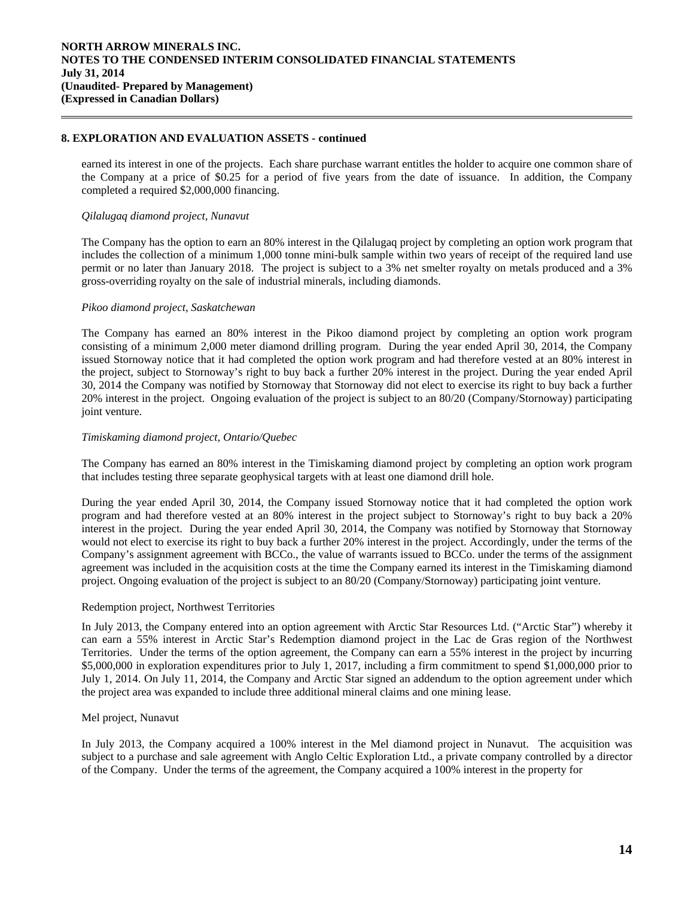## 8. EXPLORATION AND EVALUATION ASSETS - continued

earned its interest in one of the projects. Each share purchase warrant entitles the holder to acquire one common share of the Company at a price of $0.25 for a period of five years from the date of issuance. In addition, the Company completed a required $2,000,000 financing.

*Qilalugaq diamond project, Nunavut*

The Company has the option to earn an 80% interest in the Qilalugaq project by completing an option work program that includes the collection of a minimum 1,000 tonne mini-bulk sample within two years of receipt of the required land use permit or no later than January 2018. The project is subject to a 3% net smelter royalty on metals produced and a 3% gross-overriding royalty on the sale of industrial minerals, including diamonds.

*Pikoo diamond project, Saskatchewan*

The Company has earned an 80% interest in the Pikoo diamond project by completing an option work program consisting of a minimum 2,000 meter diamond drilling program. During the year ended April 30, 2014, the Company issued Stornoway notice that it had completed the option work program and had therefore vested at an 80% interest in the project, subject to Stornoway's right to buy back a further 20% interest in the project. During the year ended April 30, 2014 the Company was notified by Stornoway that Stornoway did not elect to exercise its right to buy back a further 20% interest in the project. Ongoing evaluation of the project is subject to an 80/20 (Company/Stornoway) participating joint venture.

*Timiskaming diamond project, Ontario/Quebec*

The Company has earned an 80% interest in the Timiskaming diamond project by completing an option work program that includes testing three separate geophysical targets with at least one diamond drill hole.

During the year ended April 30, 2014, the Company issued Stornoway notice that it had completed the option work program and had therefore vested at an 80% interest in the project subject to Stornoway's right to buy back a 20% interest in the project. During the year ended April 30, 2014, the Company was notified by Stornoway that Stornoway would not elect to exercise its right to buy back a further 20% interest in the project. Accordingly, under the terms of the Company's assignment agreement with BCCo., the value of warrants issued to BCCo. under the terms of the assignment agreement was included in the acquisition costs at the time the Company earned its interest in the Timiskaming diamond project. Ongoing evaluation of the project is subject to an 80/20 (Company/Stornoway) participating joint venture.

Redemption project, Northwest Territories

In July 2013, the Company entered into an option agreement with Arctic Star Resources Ltd. ("Arctic Star") whereby it can earn a 55% interest in Arctic Star's Redemption diamond project in the Lac de Gras region of the Northwest Territories. Under the terms of the option agreement, the Company can earn a 55% interest in the project by incurring $5,000,000 in exploration expenditures prior to July 1, 2017, including a firm commitment to spend $1,000,000 prior to July 1, 2014. On July 11, 2014, the Company and Arctic Star signed an addendum to the option agreement under which the project area was expanded to include three additional mineral claims and one mining lease.

Mel project, Nunavut

In July 2013, the Company acquired a 100% interest in the Mel diamond project in Nunavut. The acquisition was subject to a purchase and sale agreement with Anglo Celtic Exploration Ltd., a private company controlled by a director of the Company. Under the terms of the agreement, the Company acquired a 100% interest in the property for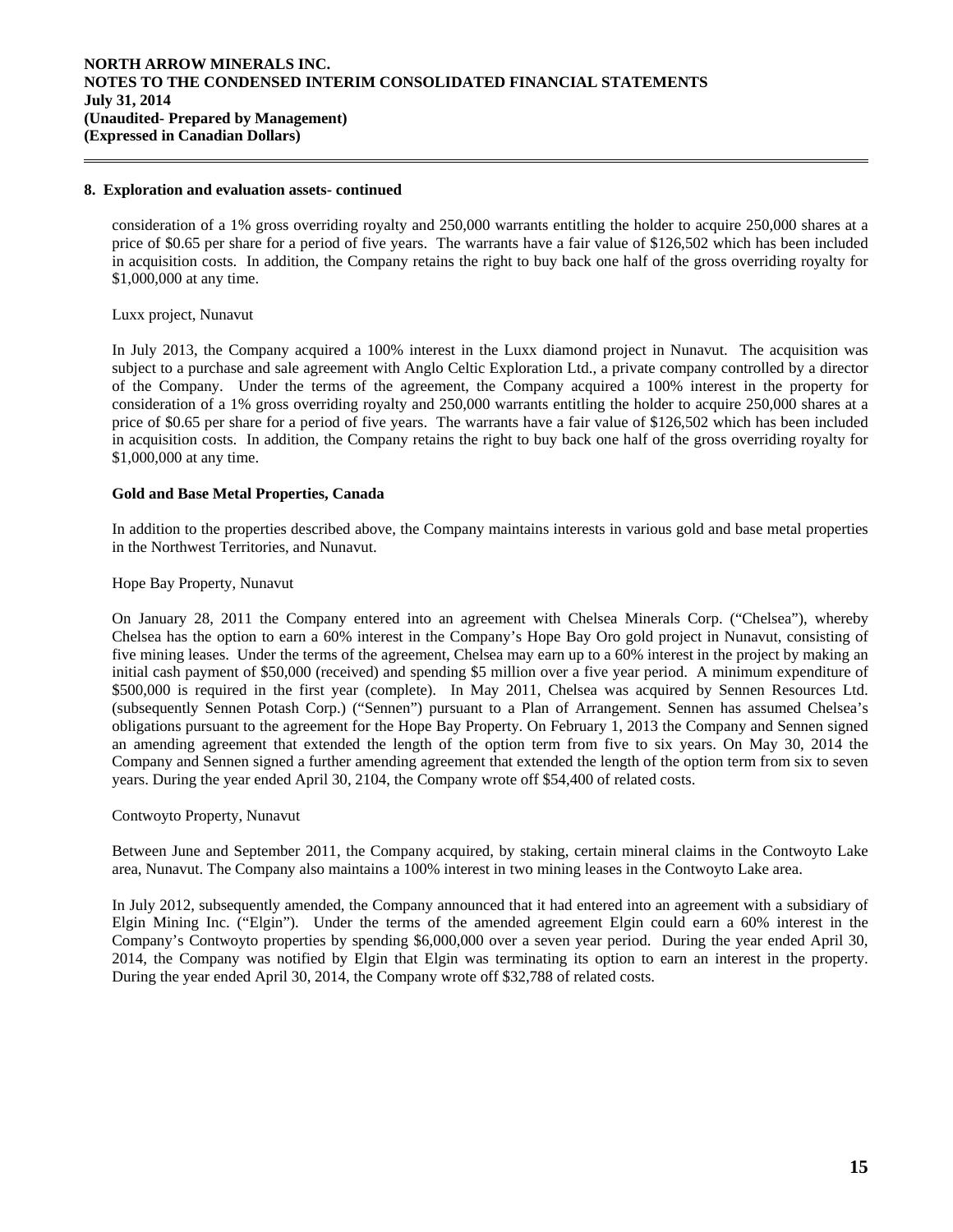## 8. Exploration and evaluation assets- continued

consideration of a 1% gross overriding royalty and 250,000 warrants entitling the holder to acquire 250,000 shares at a price of $0.65 per share for a period of five years. The warrants have a fair value of $126,502 which has been included in acquisition costs. In addition, the Company retains the right to buy back one half of the gross overriding royalty for $1,000,000 at any time.

Luxx project, Nunavut

In July 2013, the Company acquired a 100% interest in the Luxx diamond project in Nunavut. The acquisition was subject to a purchase and sale agreement with Anglo Celtic Exploration Ltd., a private company controlled by a director of the Company. Under the terms of the agreement, the Company acquired a 100% interest in the property for consideration of a 1% gross overriding royalty and 250,000 warrants entitling the holder to acquire 250,000 shares at a price of $0.65 per share for a period of five years. The warrants have a fair value of $126,502 which has been included in acquisition costs. In addition, the Company retains the right to buy back one half of the gross overriding royalty for $1,000,000 at any time.

### Gold and Base Metal Properties, Canada

In addition to the properties described above, the Company maintains interests in various gold and base metal properties in the Northwest Territories, and Nunavut.

Hope Bay Property, Nunavut

On January 28, 2011 the Company entered into an agreement with Chelsea Minerals Corp. ("Chelsea"), whereby Chelsea has the option to earn a 60% interest in the Company's Hope Bay Oro gold project in Nunavut, consisting of five mining leases. Under the terms of the agreement, Chelsea may earn up to a 60% interest in the project by making an initial cash payment of $50,000 (received) and spending $5 million over a five year period. A minimum expenditure of $500,000 is required in the first year (complete). In May 2011, Chelsea was acquired by Sennen Resources Ltd. (subsequently Sennen Potash Corp.) ("Sennen") pursuant to a Plan of Arrangement. Sennen has assumed Chelsea's obligations pursuant to the agreement for the Hope Bay Property. On February 1, 2013 the Company and Sennen signed an amending agreement that extended the length of the option term from five to six years. On May 30, 2014 the Company and Sennen signed a further amending agreement that extended the length of the option term from six to seven years. During the year ended April 30, 2104, the Company wrote off $54,400 of related costs.

Contwoyto Property, Nunavut

Between June and September 2011, the Company acquired, by staking, certain mineral claims in the Contwoyto Lake area, Nunavut. The Company also maintains a 100% interest in two mining leases in the Contwoyto Lake area.

In July 2012, subsequently amended, the Company announced that it had entered into an agreement with a subsidiary of Elgin Mining Inc. ("Elgin"). Under the terms of the amended agreement Elgin could earn a 60% interest in the Company's Contwoyto properties by spending $6,000,000 over a seven year period. During the year ended April 30, 2014, the Company was notified by Elgin that Elgin was terminating its option to earn an interest in the property. During the year ended April 30, 2014, the Company wrote off $32,788 of related costs.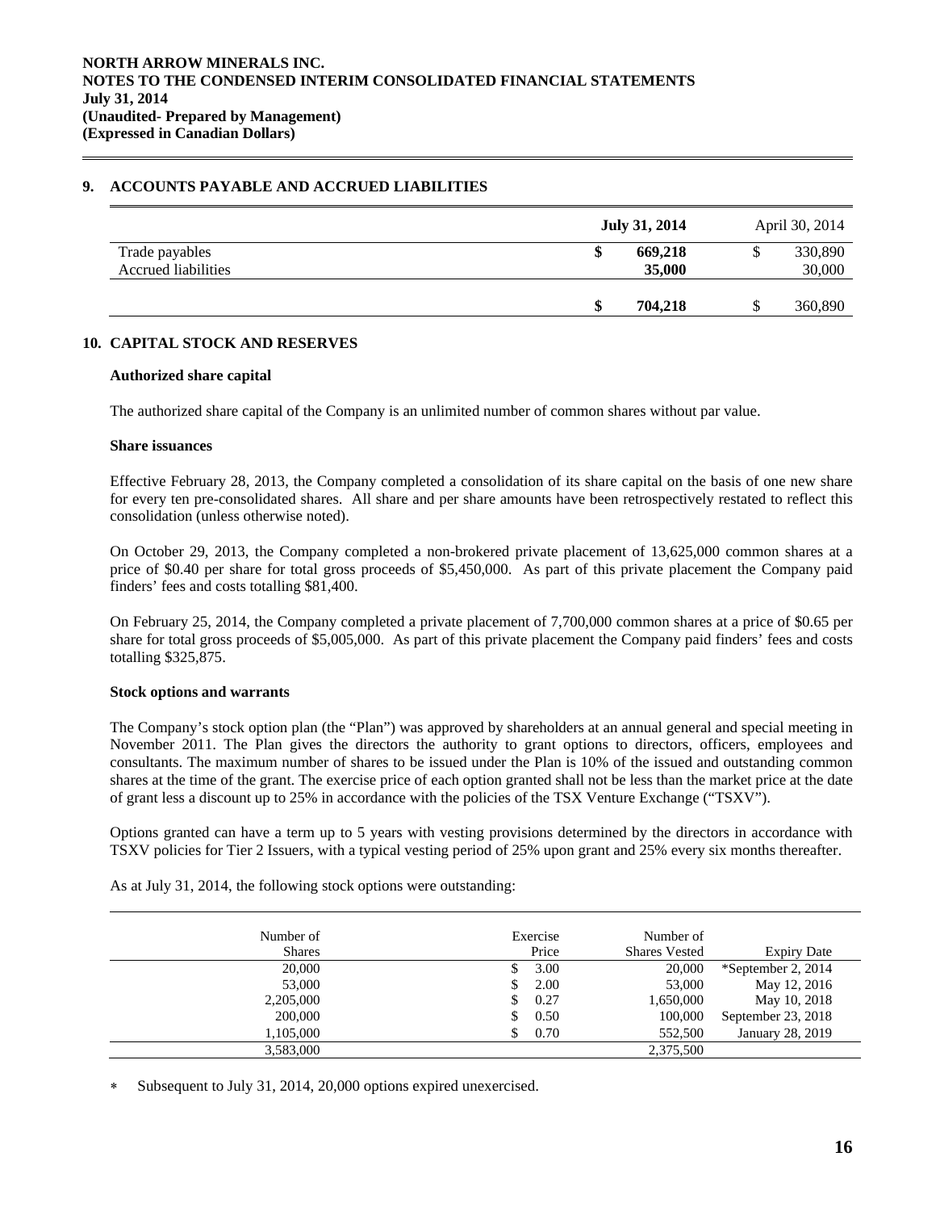## 9. ACCOUNTS PAYABLE AND ACCRUED LIABILITIES

| | July 31, 2014 | April 30, 2014 |
|---|---|---|
| Trade payables | $ 669,218 | $ 330,890 |
| Accrued liabilities | 35,000 | 30,000 |
| | $ 704,218 | $ 360,890 |

## 10. CAPITAL STOCK AND RESERVES

**Authorized share capital**

The authorized share capital of the Company is an unlimited number of common shares without par value.

**Share issuances**

Effective February 28, 2013, the Company completed a consolidation of its share capital on the basis of one new share for every ten pre-consolidated shares. All share and per share amounts have been retrospectively restated to reflect this consolidation (unless otherwise noted).

On October 29, 2013, the Company completed a non-brokered private placement of 13,625,000 common shares at a price of $0.40 per share for total gross proceeds of $5,450,000. As part of this private placement the Company paid finders' fees and costs totalling $81,400.

On February 25, 2014, the Company completed a private placement of 7,700,000 common shares at a price of $0.65 per share for total gross proceeds of $5,005,000. As part of this private placement the Company paid finders' fees and costs totalling $325,875.

**Stock options and warrants**

The Company's stock option plan (the "Plan") was approved by shareholders at an annual general and special meeting in November 2011. The Plan gives the directors the authority to grant options to directors, officers, employees and consultants. The maximum number of shares to be issued under the Plan is 10% of the issued and outstanding common shares at the time of the grant. The exercise price of each option granted shall not be less than the market price at the date of grant less a discount up to 25% in accordance with the policies of the TSX Venture Exchange ("TSXV").

Options granted can have a term up to 5 years with vesting provisions determined by the directors in accordance with TSXV policies for Tier 2 Issuers, with a typical vesting period of 25% upon grant and 25% every six months thereafter.

As at July 31, 2014, the following stock options were outstanding:

| Number of Shares | Exercise Price | Number of Shares Vested | Expiry Date |
|---|---|---|---|
| 20,000 | $ 3.00 | 20,000 | *September 2, 2014 |
| 53,000 | $ 2.00 | 53,000 | May 12, 2016 |
| 2,205,000 | $ 0.27 | 1,650,000 | May 10, 2018 |
| 200,000 | $ 0.50 | 100,000 | September 23, 2018 |
| 1,105,000 | $ 0.70 | 552,500 | January 28, 2019 |
| 3,583,000 | | 2,375,500 | |

* Subsequent to July 31, 2014, 20,000 options expired unexercised.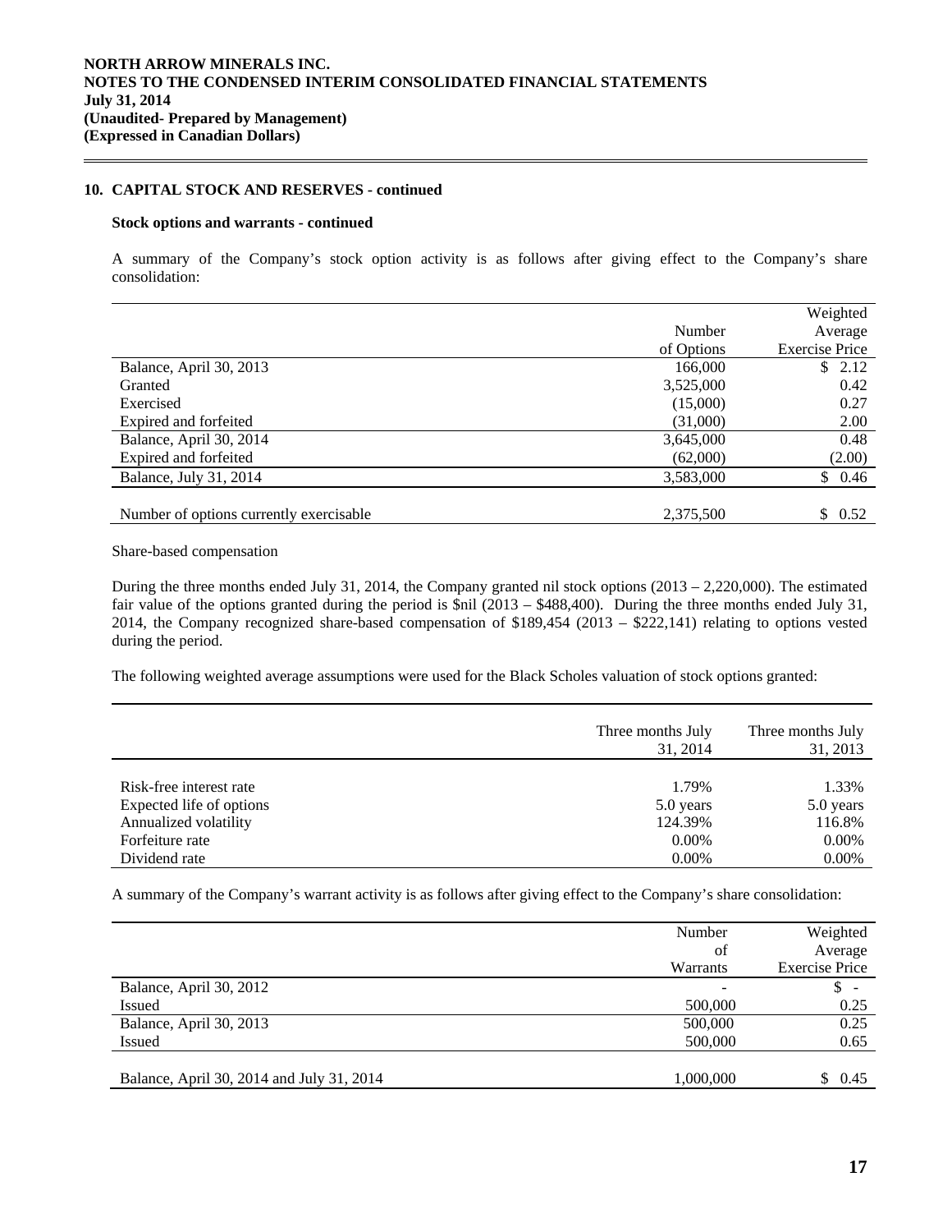## 10. CAPITAL STOCK AND RESERVES - continued

### Stock options and warrants - continued

A summary of the Company's stock option activity is as follows after giving effect to the Company's share consolidation:

| | Number of Options | Weighted Average Exercise Price |
|---|---|---|
| Balance, April 30, 2013 | 166,000 | $ 2.12 |
| Granted | 3,525,000 | 0.42 |
| Exercised | (15,000) | 0.27 |
| Expired and forfeited | (31,000) | 2.00 |
| Balance, April 30, 2014 | 3,645,000 | 0.48 |
| Expired and forfeited | (62,000) | (2.00) |
| Balance, July 31, 2014 | 3,583,000 | $ 0.46 |
| | | |
| Number of options currently exercisable | 2,375,500 | $ 0.52 |

Share-based compensation

During the three months ended July 31, 2014, the Company granted nil stock options (2013 – 2,220,000). The estimated fair value of the options granted during the period is $nil (2013 – $488,400). During the three months ended July 31, 2014, the Company recognized share-based compensation of $189,454 (2013 – $222,141) relating to options vested during the period.

The following weighted average assumptions were used for the Black Scholes valuation of stock options granted:

| | Three months July 31, 2014 | Three months July 31, 2013 |
|---|---|---|
| Risk-free interest rate | 1.79% | 1.33% |
| Expected life of options | 5.0 years | 5.0 years |
| Annualized volatility | 124.39% | 116.8% |
| Forfeiture rate | 0.00% | 0.00% |
| Dividend rate | 0.00% | 0.00% |

A summary of the Company's warrant activity is as follows after giving effect to the Company's share consolidation:

| | Number of Warrants | Weighted Average Exercise Price |
|---|---|---|
| Balance, April 30, 2012 | - | $ - |
| Issued | 500,000 | 0.25 |
| Balance, April 30, 2013 | 500,000 | 0.25 |
| Issued | 500,000 | 0.65 |
| | | |
| Balance, April 30, 2014 and July 31, 2014 | 1,000,000 | $ 0.45 |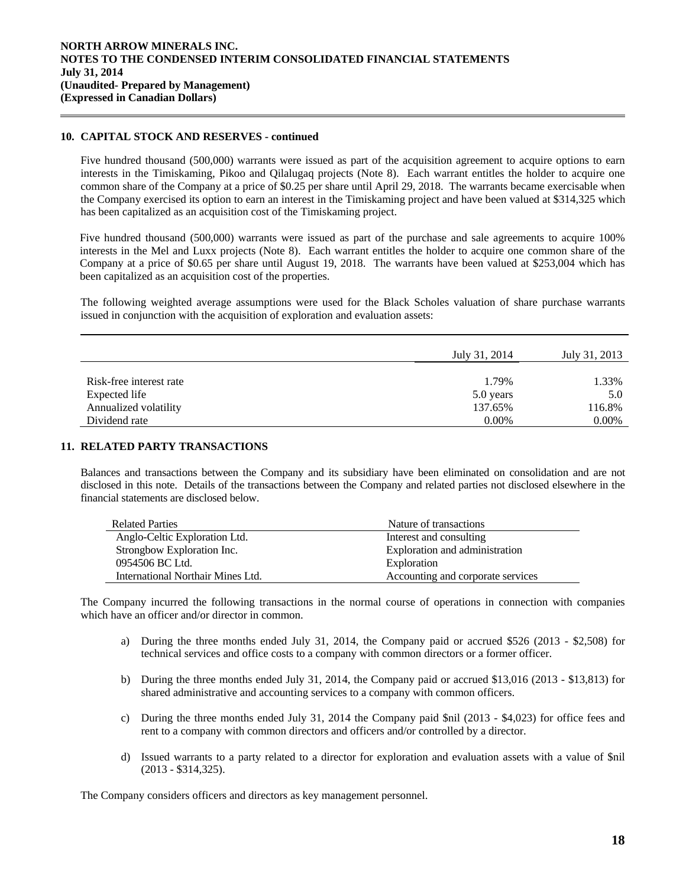## 10. CAPITAL STOCK AND RESERVES - continued

Five hundred thousand (500,000) warrants were issued as part of the acquisition agreement to acquire options to earn interests in the Timiskaming, Pikoo and Qilalugaq projects (Note 8). Each warrant entitles the holder to acquire one common share of the Company at a price of $0.25 per share until April 29, 2018. The warrants became exercisable when the Company exercised its option to earn an interest in the Timiskaming project and have been valued at $314,325 which has been capitalized as an acquisition cost of the Timiskaming project.

Five hundred thousand (500,000) warrants were issued as part of the purchase and sale agreements to acquire 100% interests in the Mel and Luxx projects (Note 8). Each warrant entitles the holder to acquire one common share of the Company at a price of $0.65 per share until August 19, 2018. The warrants have been valued at $253,004 which has been capitalized as an acquisition cost of the properties.

The following weighted average assumptions were used for the Black Scholes valuation of share purchase warrants issued in conjunction with the acquisition of exploration and evaluation assets:

| | July 31, 2014 | July 31, 2013 |
|---|---|---|
| Risk-free interest rate | 1.79% | 1.33% |
| Expected life | 5.0 years | 5.0 |
| Annualized volatility | 137.65% | 116.8% |
| Dividend rate | 0.00% | 0.00% |

## 11. RELATED PARTY TRANSACTIONS

Balances and transactions between the Company and its subsidiary have been eliminated on consolidation and are not disclosed in this note. Details of the transactions between the Company and related parties not disclosed elsewhere in the financial statements are disclosed below.

| Related Parties | Nature of transactions |
|---|---|
| Anglo-Celtic Exploration Ltd. | Interest and consulting |
| Strongbow Exploration Inc. | Exploration and administration |
| 0954506 BC Ltd. | Exploration |
| International Northair Mines Ltd. | Accounting and corporate services |

The Company incurred the following transactions in the normal course of operations in connection with companies which have an officer and/or director in common.

a) During the three months ended July 31, 2014, the Company paid or accrued $526 (2013 - $2,508) for technical services and office costs to a company with common directors or a former officer.

b) During the three months ended July 31, 2014, the Company paid or accrued $13,016 (2013 - $13,813) for shared administrative and accounting services to a company with common officers.

c) During the three months ended July 31, 2014 the Company paid $nil (2013 - $4,023) for office fees and rent to a company with common directors and officers and/or controlled by a director.

d) Issued warrants to a party related to a director for exploration and evaluation assets with a value of $nil (2013 - $314,325).

The Company considers officers and directors as key management personnel.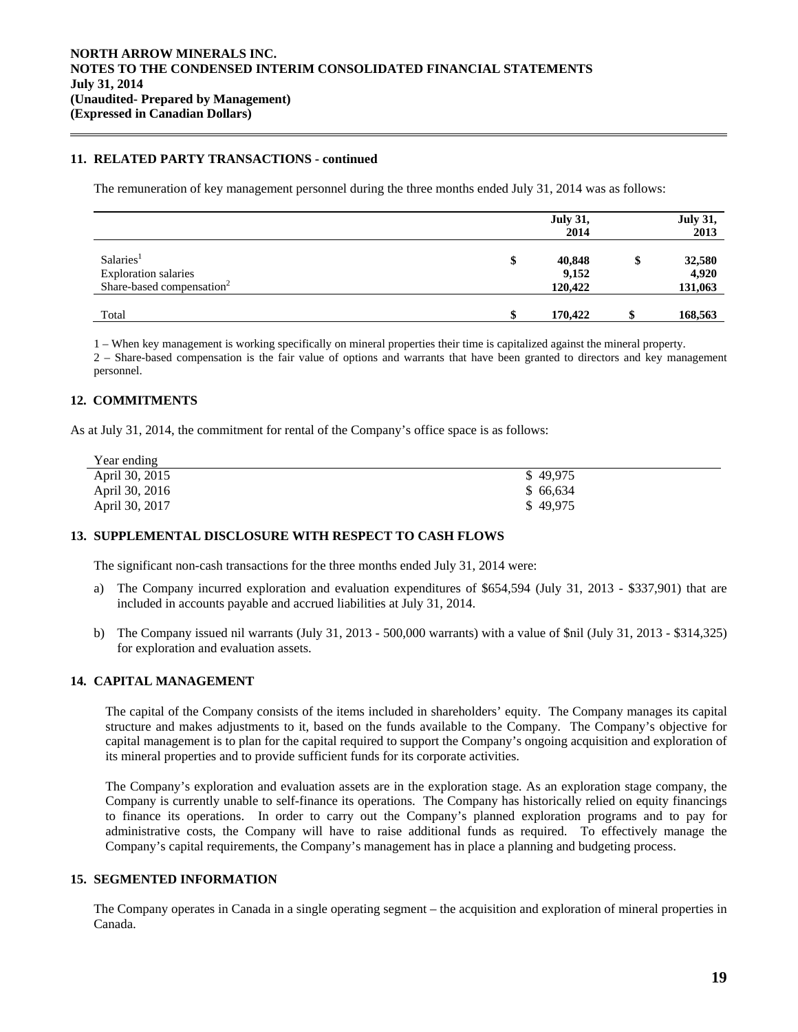## 11. RELATED PARTY TRANSACTIONS - continued

The remuneration of key management personnel during the three months ended July 31, 2014 was as follows:

| | July 31, 2014 | July 31, 2013 |
|---|---|---|
| Salaries[1] | $ 40,848 | $ 32,580 |
| Exploration salaries | 9,152 | 4,920 |
| Share-based compensation[2] | 120,422 | 131,063 |
| Total | $ 170,422 | $ 168,563 |

1 – When key management is working specifically on mineral properties their time is capitalized against the mineral property.
2 – Share-based compensation is the fair value of options and warrants that have been granted to directors and key management personnel.

## 12. COMMITMENTS

As at July 31, 2014, the commitment for rental of the Company's office space is as follows:

| Year ending | |
|---|---|
| April 30, 2015 | $ 49,975 |
| April 30, 2016 | $ 66,634 |
| April 30, 2017 | $ 49,975 |

## 13. SUPPLEMENTAL DISCLOSURE WITH RESPECT TO CASH FLOWS

The significant non-cash transactions for the three months ended July 31, 2014 were:

a) The Company incurred exploration and evaluation expenditures of $654,594 (July 31, 2013 - $337,901) that are included in accounts payable and accrued liabilities at July 31, 2014.

b) The Company issued nil warrants (July 31, 2013 - 500,000 warrants) with a value of $nil (July 31, 2013 - $314,325) for exploration and evaluation assets.

## 14. CAPITAL MANAGEMENT

The capital of the Company consists of the items included in shareholders' equity. The Company manages its capital structure and makes adjustments to it, based on the funds available to the Company. The Company's objective for capital management is to plan for the capital required to support the Company's ongoing acquisition and exploration of its mineral properties and to provide sufficient funds for its corporate activities.

The Company's exploration and evaluation assets are in the exploration stage. As an exploration stage company, the Company is currently unable to self-finance its operations. The Company has historically relied on equity financings to finance its operations. In order to carry out the Company's planned exploration programs and to pay for administrative costs, the Company will have to raise additional funds as required. To effectively manage the Company's capital requirements, the Company's management has in place a planning and budgeting process.

## 15. SEGMENTED INFORMATION

The Company operates in Canada in a single operating segment – the acquisition and exploration of mineral properties in Canada.